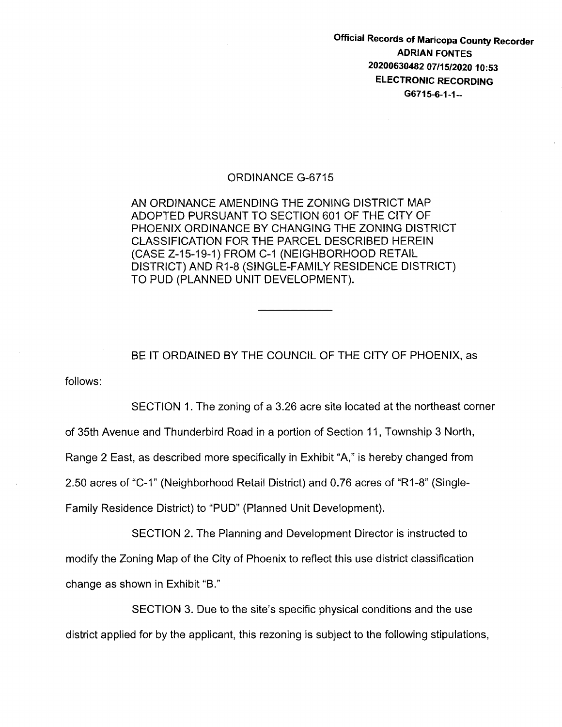**Official Records of Maricopa County Recorder**
**ADRIAN FONTES**
**20200630482 07/15/2020 10:53**
**ELECTRONIC RECORDING**
**G6715-6-1-1--**

# ORDINANCE G-6715

AN ORDINANCE AMENDING THE ZONING DISTRICT MAP ADOPTED PURSUANT TO SECTION 601 OF THE CITY OF PHOENIX ORDINANCE BY CHANGING THE ZONING DISTRICT CLASSIFICATION FOR THE PARCEL DESCRIBED HEREIN (CASE Z-15-19-1) FROM C-1 (NEIGHBORHOOD RETAIL DISTRICT) AND R1-8 (SINGLE-FAMILY RESIDENCE DISTRICT) TO PUD (PLANNED UNIT DEVELOPMENT).

---

BE IT ORDAINED BY THE COUNCIL OF THE CITY OF PHOENIX, as follows:

SECTION 1. The zoning of a 3.26 acre site located at the northeast corner of 35th Avenue and Thunderbird Road in a portion of Section 11, Township 3 North, Range 2 East, as described more specifically in Exhibit "A," is hereby changed from 2.50 acres of "C-1" (Neighborhood Retail District) and 0.76 acres of "R1-8" (Single-Family Residence District) to "PUD" (Planned Unit Development).

SECTION 2. The Planning and Development Director is instructed to modify the Zoning Map of the City of Phoenix to reflect this use district classification change as shown in Exhibit "B."

SECTION 3. Due to the site's specific physical conditions and the use district applied for by the applicant, this rezoning is subject to the following stipulations,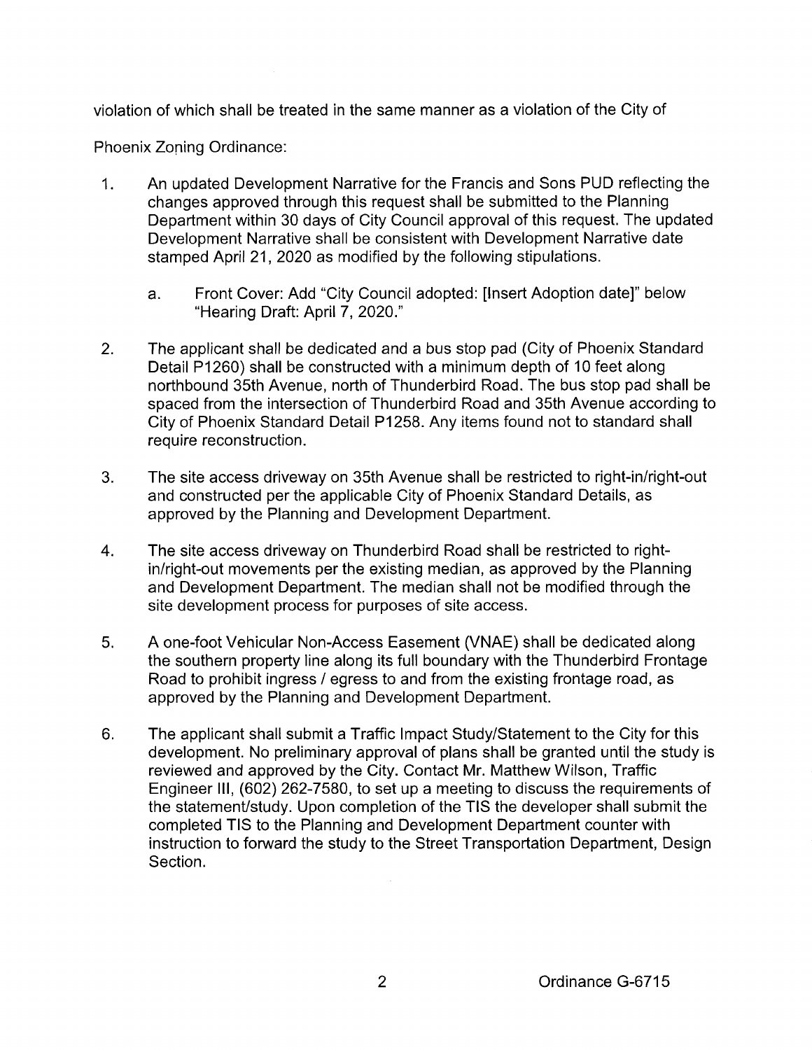violation of which shall be treated in the same manner as a violation of the City of Phoenix Zoning Ordinance:

1. An updated Development Narrative for the Francis and Sons PUD reflecting the changes approved through this request shall be submitted to the Planning Department within 30 days of City Council approval of this request. The updated Development Narrative shall be consistent with Development Narrative date stamped April 21, 2020 as modified by the following stipulations.

   a. Front Cover: Add "City Council adopted: [Insert Adoption date]" below "Hearing Draft: April 7, 2020."

2. The applicant shall be dedicated and a bus stop pad (City of Phoenix Standard Detail P1260) shall be constructed with a minimum depth of 10 feet along northbound 35th Avenue, north of Thunderbird Road. The bus stop pad shall be spaced from the intersection of Thunderbird Road and 35th Avenue according to City of Phoenix Standard Detail P1258. Any items found not to standard shall require reconstruction.

3. The site access driveway on 35th Avenue shall be restricted to right-in/right-out and constructed per the applicable City of Phoenix Standard Details, as approved by the Planning and Development Department.

4. The site access driveway on Thunderbird Road shall be restricted to right-in/right-out movements per the existing median, as approved by the Planning and Development Department. The median shall not be modified through the site development process for purposes of site access.

5. A one-foot Vehicular Non-Access Easement (VNAE) shall be dedicated along the southern property line along its full boundary with the Thunderbird Frontage Road to prohibit ingress / egress to and from the existing frontage road, as approved by the Planning and Development Department.

6. The applicant shall submit a Traffic Impact Study/Statement to the City for this development. No preliminary approval of plans shall be granted until the study is reviewed and approved by the City. Contact Mr. Matthew Wilson, Traffic Engineer III, (602) 262-7580, to set up a meeting to discuss the requirements of the statement/study. Upon completion of the TIS the developer shall submit the completed TIS to the Planning and Development Department counter with instruction to forward the study to the Street Transportation Department, Design Section.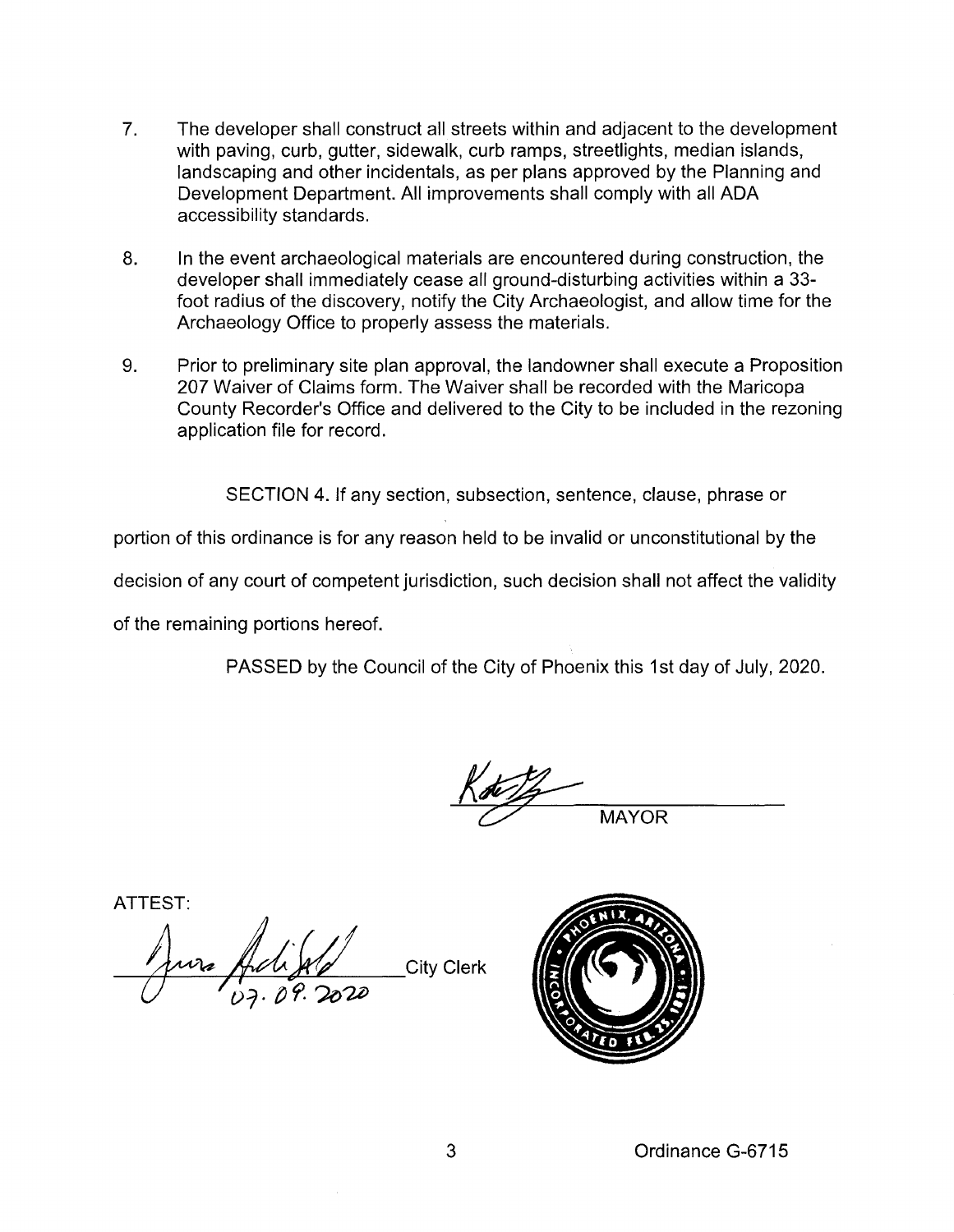7. The developer shall construct all streets within and adjacent to the development with paving, curb, gutter, sidewalk, curb ramps, streetlights, median islands, landscaping and other incidentals, as per plans approved by the Planning and Development Department. All improvements shall comply with all ADA accessibility standards.

8. In the event archaeological materials are encountered during construction, the developer shall immediately cease all ground-disturbing activities within a 33-foot radius of the discovery, notify the City Archaeologist, and allow time for the Archaeology Office to properly assess the materials.

9. Prior to preliminary site plan approval, the landowner shall execute a Proposition 207 Waiver of Claims form. The Waiver shall be recorded with the Maricopa County Recorder's Office and delivered to the City to be included in the rezoning application file for record.

SECTION 4. If any section, subsection, sentence, clause, phrase or portion of this ordinance is for any reason held to be invalid or unconstitutional by the decision of any court of competent jurisdiction, such decision shall not affect the validity of the remaining portions hereof.

PASSED by the Council of the City of Phoenix this 1st day of July, 2020.

MAYOR

ATTEST:

07.09.2020

City Clerk

Ordinance G-6715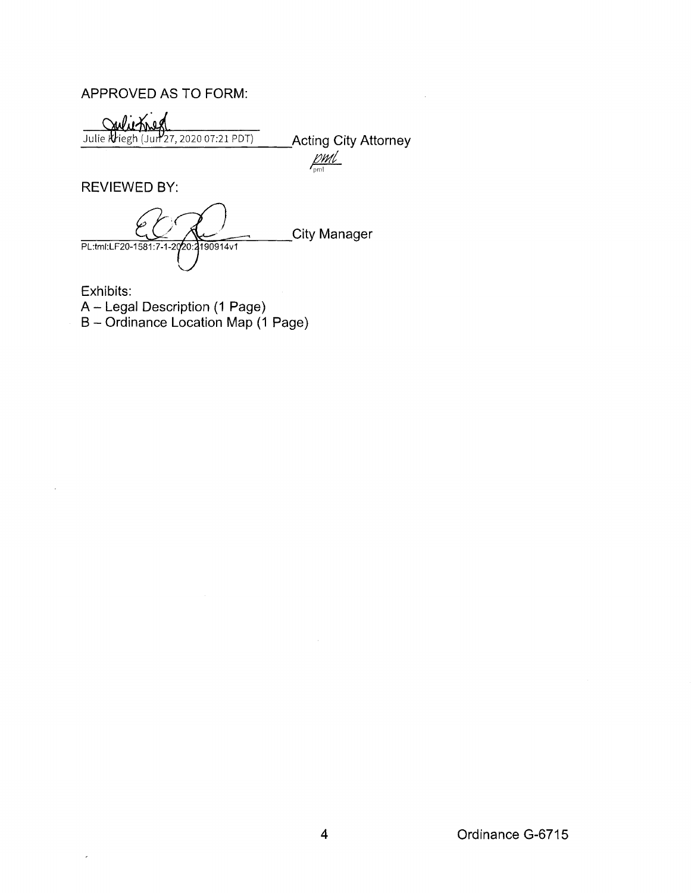APPROVED AS TO FORM:

Julie Kriegh (Jun 27, 2020 07:21 PDT) Acting City Attorney

pml

REVIEWED BY:

City Manager

PL:tml:LF20-1581:7-1-2020:2190914v1

Exhibits:

A – Legal Description (1 Page)

B – Ordinance Location Map (1 Page)

Ordinance G-6715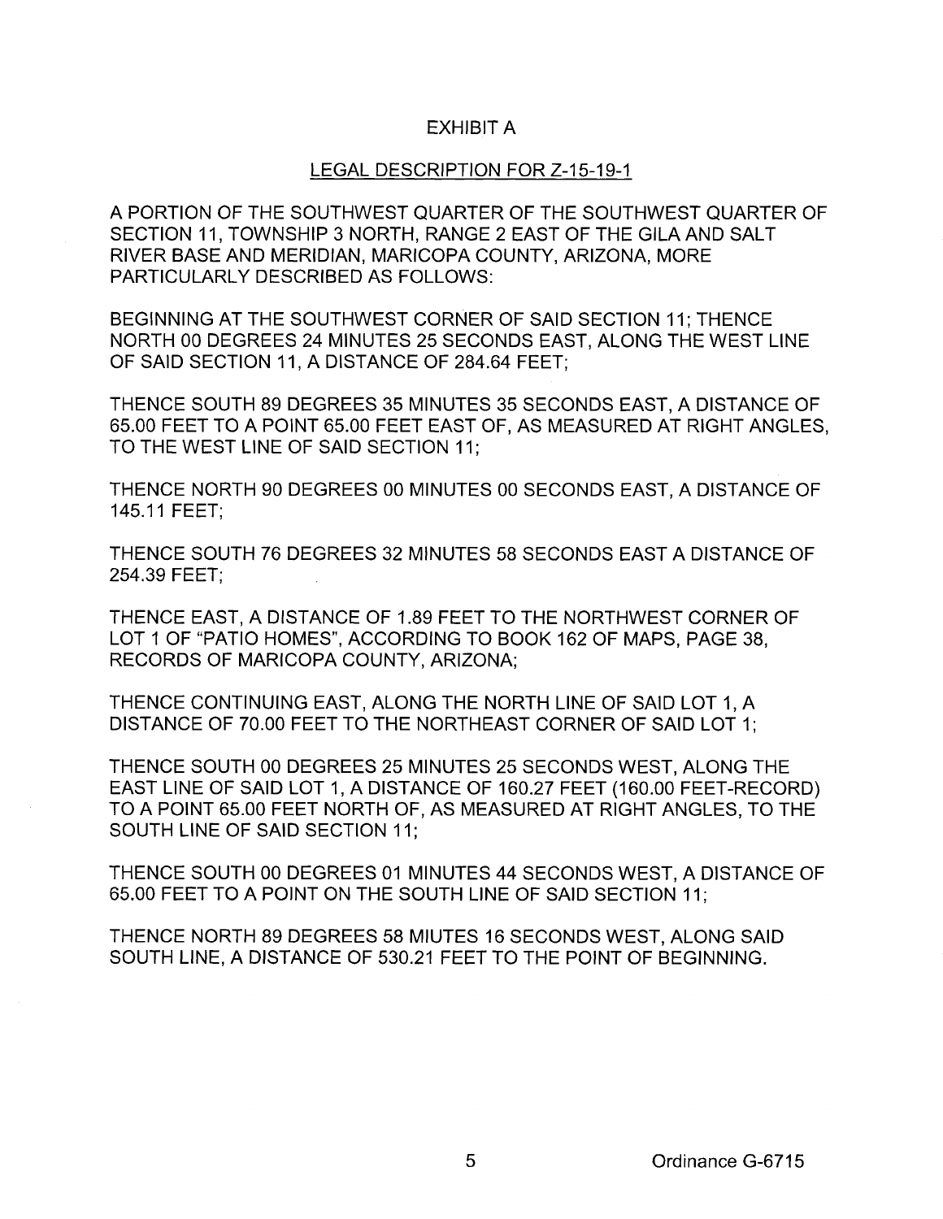# EXHIBIT A

## LEGAL DESCRIPTION FOR Z-15-19-1

A PORTION OF THE SOUTHWEST QUARTER OF THE SOUTHWEST QUARTER OF SECTION 11, TOWNSHIP 3 NORTH, RANGE 2 EAST OF THE GILA AND SALT RIVER BASE AND MERIDIAN, MARICOPA COUNTY, ARIZONA, MORE PARTICULARLY DESCRIBED AS FOLLOWS:

BEGINNING AT THE SOUTHWEST CORNER OF SAID SECTION 11; THENCE NORTH 00 DEGREES 24 MINUTES 25 SECONDS EAST, ALONG THE WEST LINE OF SAID SECTION 11, A DISTANCE OF 284.64 FEET;

THENCE SOUTH 89 DEGREES 35 MINUTES 35 SECONDS EAST, A DISTANCE OF 65.00 FEET TO A POINT 65.00 FEET EAST OF, AS MEASURED AT RIGHT ANGLES, TO THE WEST LINE OF SAID SECTION 11;

THENCE NORTH 90 DEGREES 00 MINUTES 00 SECONDS EAST, A DISTANCE OF 145.11 FEET;

THENCE SOUTH 76 DEGREES 32 MINUTES 58 SECONDS EAST A DISTANCE OF 254.39 FEET;

THENCE EAST, A DISTANCE OF 1.89 FEET TO THE NORTHWEST CORNER OF LOT 1 OF "PATIO HOMES", ACCORDING TO BOOK 162 OF MAPS, PAGE 38, RECORDS OF MARICOPA COUNTY, ARIZONA;

THENCE CONTINUING EAST, ALONG THE NORTH LINE OF SAID LOT 1, A DISTANCE OF 70.00 FEET TO THE NORTHEAST CORNER OF SAID LOT 1;

THENCE SOUTH 00 DEGREES 25 MINUTES 25 SECONDS WEST, ALONG THE EAST LINE OF SAID LOT 1, A DISTANCE OF 160.27 FEET (160.00 FEET-RECORD) TO A POINT 65.00 FEET NORTH OF, AS MEASURED AT RIGHT ANGLES, TO THE SOUTH LINE OF SAID SECTION 11;

THENCE SOUTH 00 DEGREES 01 MINUTES 44 SECONDS WEST, A DISTANCE OF 65.00 FEET TO A POINT ON THE SOUTH LINE OF SAID SECTION 11;

THENCE NORTH 89 DEGREES 58 MIUTES 16 SECONDS WEST, ALONG SAID SOUTH LINE, A DISTANCE OF 530.21 FEET TO THE POINT OF BEGINNING.

Ordinance G-6715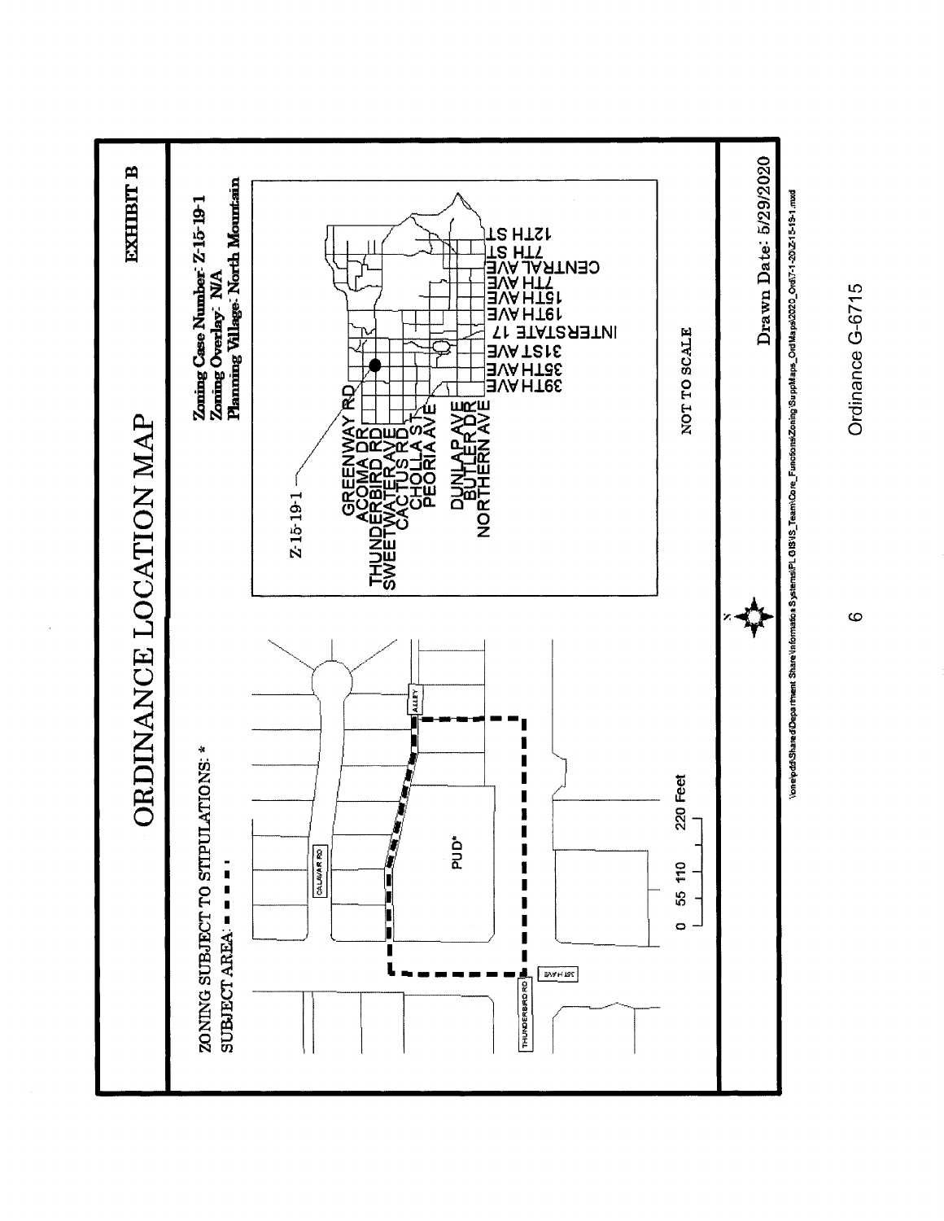# ORDINANCE LOCATION MAP

**EXHIBIT B**

ZONING SUBJECT TO STIPULATIONS: *

SUBJECT AREA: ■ ■ ■ ■ ■

**Zoning Case Number: Z-15-19-1**
**Zoning Overlay: N/A**
**Planning Village: North Mountain**

CALAVAR RD

ALLEY

PUD*

THUNDERBIRD RD

35TH AVE

0 55 110 220 Feet

Z-15-19-1

GREENWAY RD
ACOMA DR
THUNDERBIRD RD
SWEETWATER AVE
CACTUS RD
CHOLLA ST
PEORIA AVE
DUNLAP AVE
BUTLER DR
NORTHERN AVE

39TH AVE
35TH AVE
31ST AVE
INTERSTATE 17
19TH AVE
15TH AVE
7TH AVE
CENTRAL AVE
7TH ST
12TH ST

NOT TO SCALE

N

Drawn Date: 5/29/2020

\\one\pdd\Shared\Department Share\Information Systems\PL GIS\IS_Team\Core_Functions\Zoning\SuppMaps_OrdMaps\2020_Ord\7-1-20\Z-15-19-1.mxd

Ordinance G-6715